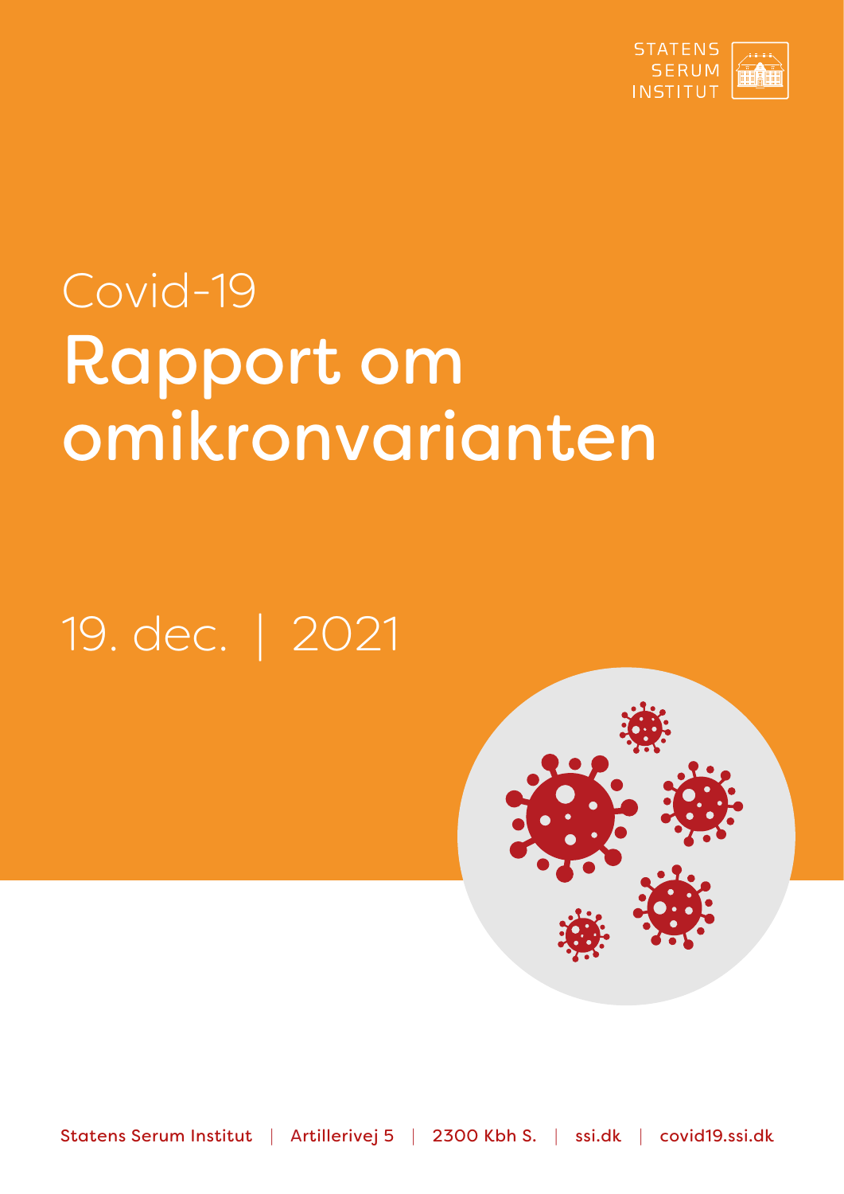STATENS
SERUM
INSTITUT

Covid-19

# Rapport om omikronvarianten

19. dec. | 2021

Statens Serum Institut | Artillerivej 5 | 2300 Kbh S. | ssi.dk | covid19.ssi.dk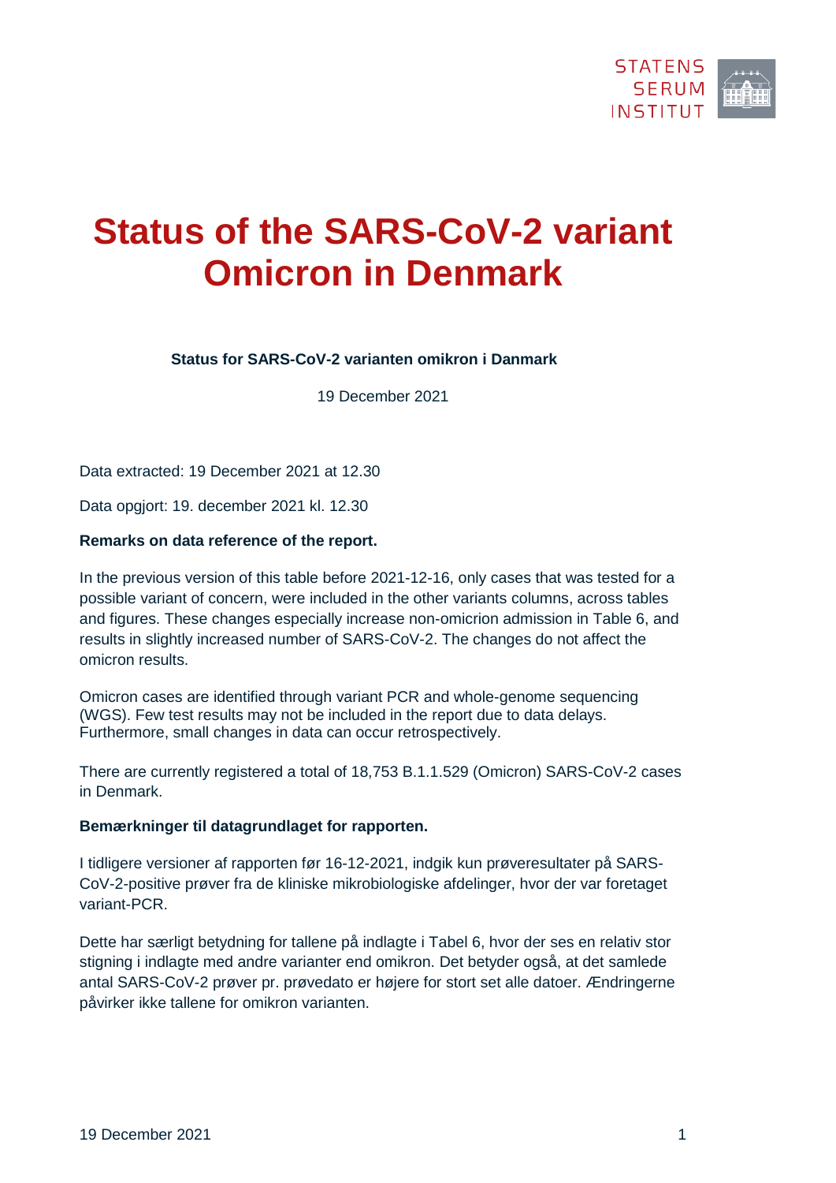# Status of the SARS-CoV-2 variant Omicron in Denmark

**Status for SARS-CoV-2 varianten omikron i Danmark**

19 December 2021

Data extracted: 19 December 2021 at 12.30

Data opgjort: 19. december 2021 kl. 12.30

**Remarks on data reference of the report.**

In the previous version of this table before 2021-12-16, only cases that was tested for a possible variant of concern, were included in the other variants columns, across tables and figures. These changes especially increase non-omicrion admission in Table 6, and results in slightly increased number of SARS-CoV-2. The changes do not affect the omicron results.

Omicron cases are identified through variant PCR and whole-genome sequencing (WGS). Few test results may not be included in the report due to data delays. Furthermore, small changes in data can occur retrospectively.

There are currently registered a total of 18,753 B.1.1.529 (Omicron) SARS-CoV-2 cases in Denmark.

**Bemærkninger til datagrundlaget for rapporten.**

I tidligere versioner af rapporten før 16-12-2021, indgik kun prøveresultater på SARS-CoV-2-positive prøver fra de kliniske mikrobiologiske afdelinger, hvor der var foretaget variant-PCR.

Dette har særligt betydning for tallene på indlagte i Tabel 6, hvor der ses en relativ stor stigning i indlagte med andre varianter end omikron. Det betyder også, at det samlede antal SARS-CoV-2 prøver pr. prøvedato er højere for stort set alle datoer. Ændringerne påvirker ikke tallene for omikron varianten.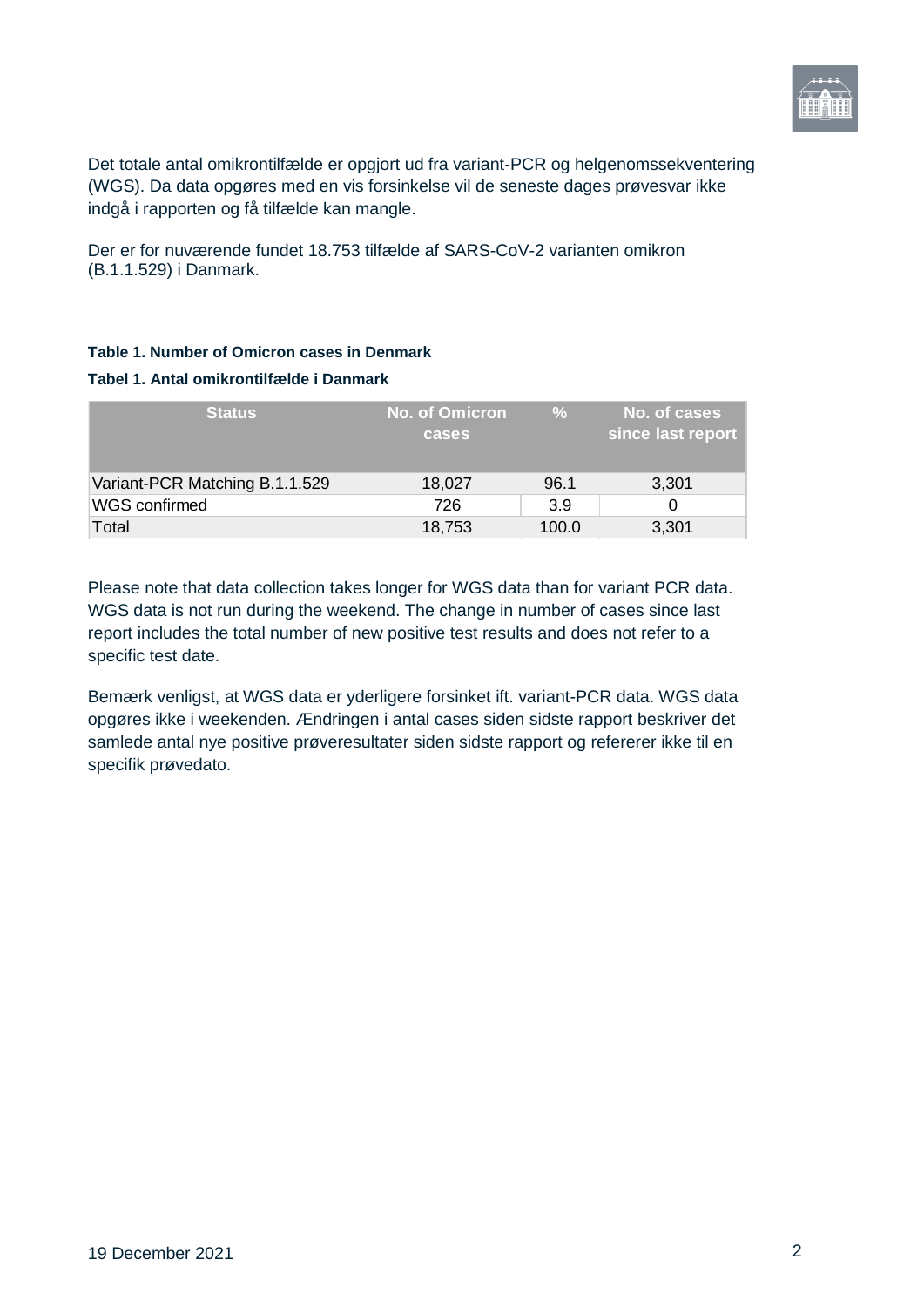Det totale antal omikrontilfælde er opgjort ud fra variant-PCR og helgenomssekventering (WGS). Da data opgøres med en vis forsinkelse vil de seneste dages prøvesvar ikke indgå i rapporten og få tilfælde kan mangle.

Der er for nuværende fundet 18.753 tilfælde af SARS-CoV-2 varianten omikron (B.1.1.529) i Danmark.

**Table 1. Number of Omicron cases in Denmark**

**Tabel 1. Antal omikrontilfælde i Danmark**

| Status | No. of Omicron cases | % | No. of cases since last report |
|---|---|---|---|
| Variant-PCR Matching B.1.1.529 | 18,027 | 96.1 | 3,301 |
| WGS confirmed | 726 | 3.9 | 0 |
| Total | 18,753 | 100.0 | 3,301 |

Please note that data collection takes longer for WGS data than for variant PCR data. WGS data is not run during the weekend. The change in number of cases since last report includes the total number of new positive test results and does not refer to a specific test date.

Bemærk venligst, at WGS data er yderligere forsinket ift. variant-PCR data. WGS data opgøres ikke i weekenden. Ændringen i antal cases siden sidste rapport beskriver det samlede antal nye positive prøveresultater siden sidste rapport og refererer ikke til en specifik prøvedato.

19 December 2021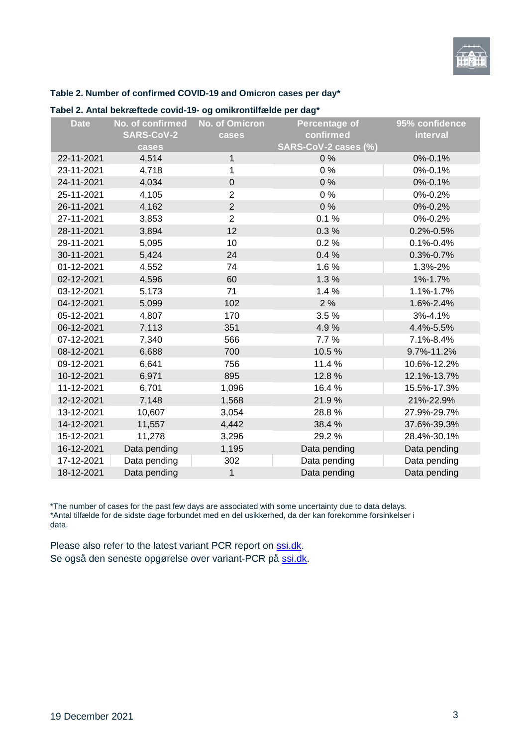**Table 2. Number of confirmed COVID-19 and Omicron cases per day***

**Tabel 2. Antal bekræftede covid-19- og omikrontilfælde per dag***

| Date | No. of confirmed SARS-CoV-2 cases | No. of Omicron cases | Percentage of confirmed SARS-CoV-2 cases (%) | 95% confidence interval |
|---|---|---|---|---|
| 22-11-2021 | 4,514 | 1 | 0 % | 0%-0.1% |
| 23-11-2021 | 4,718 | 1 | 0 % | 0%-0.1% |
| 24-11-2021 | 4,034 | 0 | 0 % | 0%-0.1% |
| 25-11-2021 | 4,105 | 2 | 0 % | 0%-0.2% |
| 26-11-2021 | 4,162 | 2 | 0 % | 0%-0.2% |
| 27-11-2021 | 3,853 | 2 | 0.1 % | 0%-0.2% |
| 28-11-2021 | 3,894 | 12 | 0.3 % | 0.2%-0.5% |
| 29-11-2021 | 5,095 | 10 | 0.2 % | 0.1%-0.4% |
| 30-11-2021 | 5,424 | 24 | 0.4 % | 0.3%-0.7% |
| 01-12-2021 | 4,552 | 74 | 1.6 % | 1.3%-2% |
| 02-12-2021 | 4,596 | 60 | 1.3 % | 1%-1.7% |
| 03-12-2021 | 5,173 | 71 | 1.4 % | 1.1%-1.7% |
| 04-12-2021 | 5,099 | 102 | 2 % | 1.6%-2.4% |
| 05-12-2021 | 4,807 | 170 | 3.5 % | 3%-4.1% |
| 06-12-2021 | 7,113 | 351 | 4.9 % | 4.4%-5.5% |
| 07-12-2021 | 7,340 | 566 | 7.7 % | 7.1%-8.4% |
| 08-12-2021 | 6,688 | 700 | 10.5 % | 9.7%-11.2% |
| 09-12-2021 | 6,641 | 756 | 11.4 % | 10.6%-12.2% |
| 10-12-2021 | 6,971 | 895 | 12.8 % | 12.1%-13.7% |
| 11-12-2021 | 6,701 | 1,096 | 16.4 % | 15.5%-17.3% |
| 12-12-2021 | 7,148 | 1,568 | 21.9 % | 21%-22.9% |
| 13-12-2021 | 10,607 | 3,054 | 28.8 % | 27.9%-29.7% |
| 14-12-2021 | 11,557 | 4,442 | 38.4 % | 37.6%-39.3% |
| 15-12-2021 | 11,278 | 3,296 | 29.2 % | 28.4%-30.1% |
| 16-12-2021 | Data pending | 1,195 | Data pending | Data pending |
| 17-12-2021 | Data pending | 302 | Data pending | Data pending |
| 18-12-2021 | Data pending | 1 | Data pending | Data pending |

*The number of cases for the past few days are associated with some uncertainty due to data delays.
*Antal tilfælde for de sidste dage forbundet med en del usikkerhed, da der kan forekomme forsinkelser i data.

Please also refer to the latest variant PCR report on ssi.dk.
Se også den seneste opgørelse over variant-PCR på ssi.dk.

19 December 2021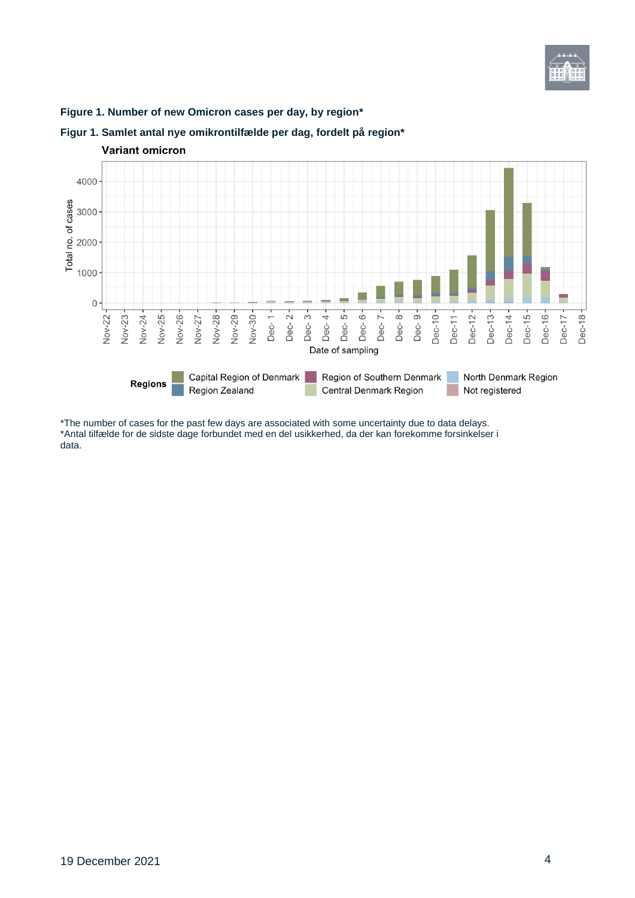**Figure 1. Number of new Omicron cases per day, by region***

**Figur 1. Samlet antal nye omikrontilfælde per dag, fordelt på region***

**Variant omicron**

Regions: Capital Region of Denmark, Region of Southern Denmark, North Denmark Region, Region Zealand, Central Denmark Region, Not registered

*The number of cases for the past few days are associated with some uncertainty due to data delays.
*Antal tilfælde for de sidste dage forbundet med en del usikkerhed, da der kan forekomme forsinkelser i data.

19 December 2021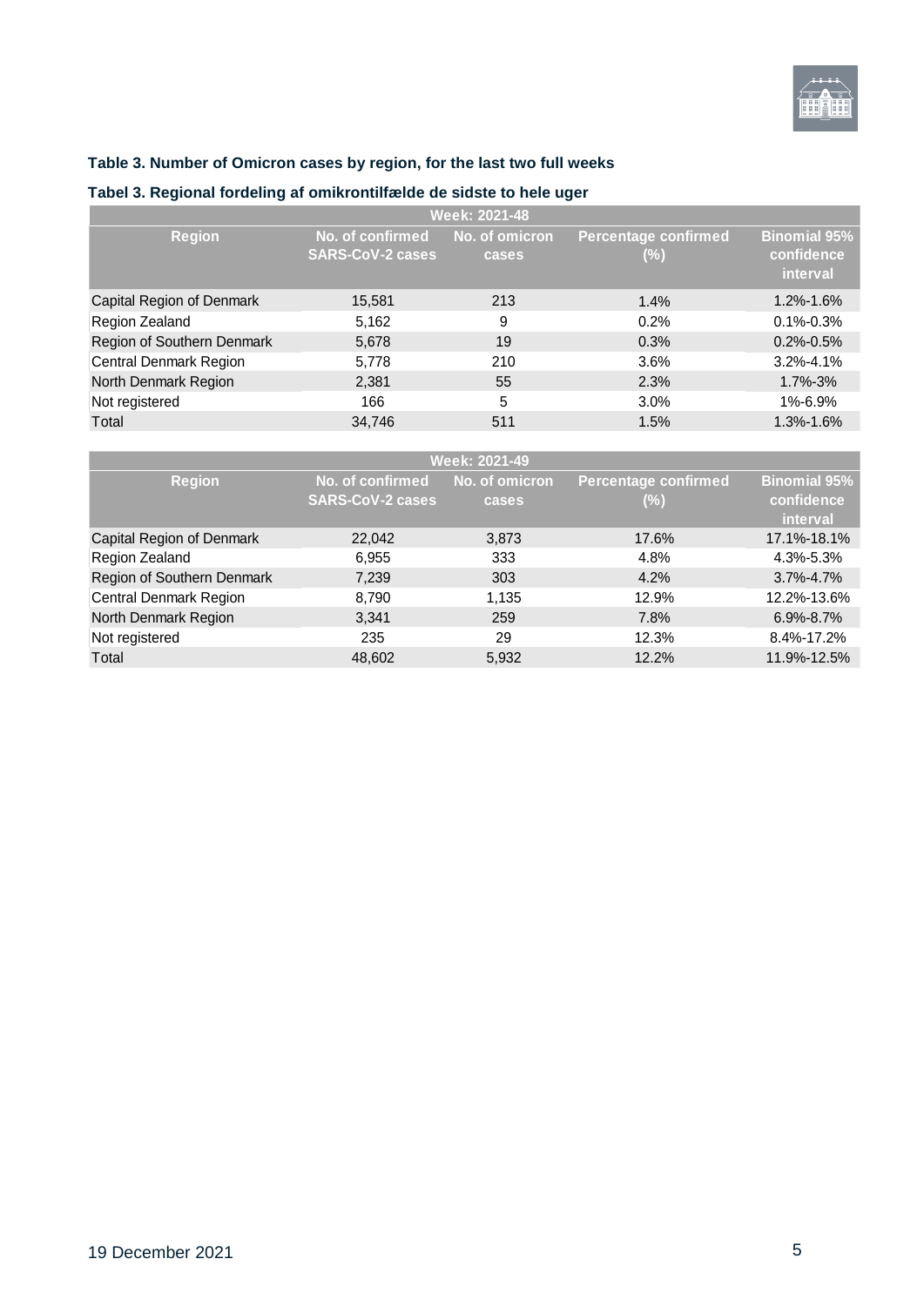### Table 3. Number of Omicron cases by region, for the last two full weeks

### Tabel 3. Regional fordeling af omikrontilfælde de sidste to hele uger

| Week: 2021-48 | | | | |
|---|---|---|---|---|
| Region | No. of confirmed SARS-CoV-2 cases | No. of omicron cases | Percentage confirmed (%) | Binomial 95% confidence interval |
| Capital Region of Denmark | 15,581 | 213 | 1.4% | 1.2%-1.6% |
| Region Zealand | 5,162 | 9 | 0.2% | 0.1%-0.3% |
| Region of Southern Denmark | 5,678 | 19 | 0.3% | 0.2%-0.5% |
| Central Denmark Region | 5,778 | 210 | 3.6% | 3.2%-4.1% |
| North Denmark Region | 2,381 | 55 | 2.3% | 1.7%-3% |
| Not registered | 166 | 5 | 3.0% | 1%-6.9% |
| Total | 34,746 | 511 | 1.5% | 1.3%-1.6% |

| Week: 2021-49 | | | | |
|---|---|---|---|---|
| Region | No. of confirmed SARS-CoV-2 cases | No. of omicron cases | Percentage confirmed (%) | Binomial 95% confidence interval |
| Capital Region of Denmark | 22,042 | 3,873 | 17.6% | 17.1%-18.1% |
| Region Zealand | 6,955 | 333 | 4.8% | 4.3%-5.3% |
| Region of Southern Denmark | 7,239 | 303 | 4.2% | 3.7%-4.7% |
| Central Denmark Region | 8,790 | 1,135 | 12.9% | 12.2%-13.6% |
| North Denmark Region | 3,341 | 259 | 7.8% | 6.9%-8.7% |
| Not registered | 235 | 29 | 12.3% | 8.4%-17.2% |
| Total | 48,602 | 5,932 | 12.2% | 11.9%-12.5% |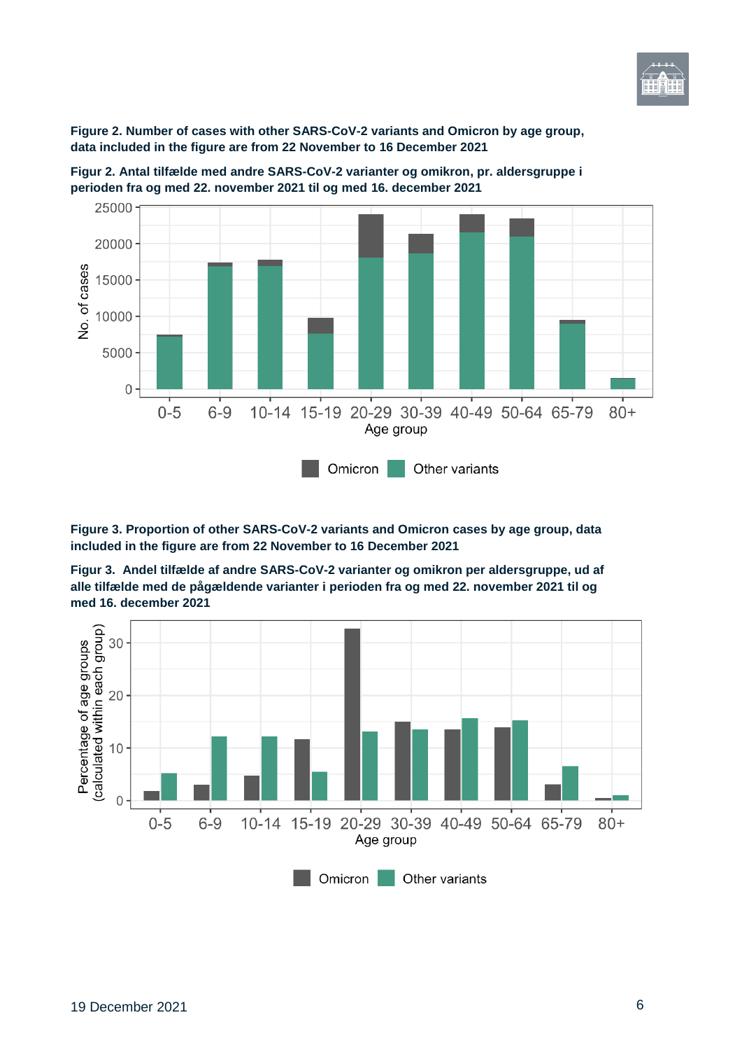**Figure 2. Number of cases with other SARS-CoV-2 variants and Omicron by age group, data included in the figure are from 22 November to 16 December 2021**

**Figur 2. Antal tilfælde med andre SARS-CoV-2 varianter og omikron, pr. aldersgruppe i perioden fra og med 22. november 2021 til og med 16. december 2021**

**Figure 3. Proportion of other SARS-CoV-2 variants and Omicron cases by age group, data included in the figure are from 22 November to 16 December 2021**

**Figur 3. Andel tilfælde af andre SARS-CoV-2 varianter og omikron per aldersgruppe, ud af alle tilfælde med de pågældende varianter i perioden fra og med 22. november 2021 til og med 16. december 2021**

19 December 2021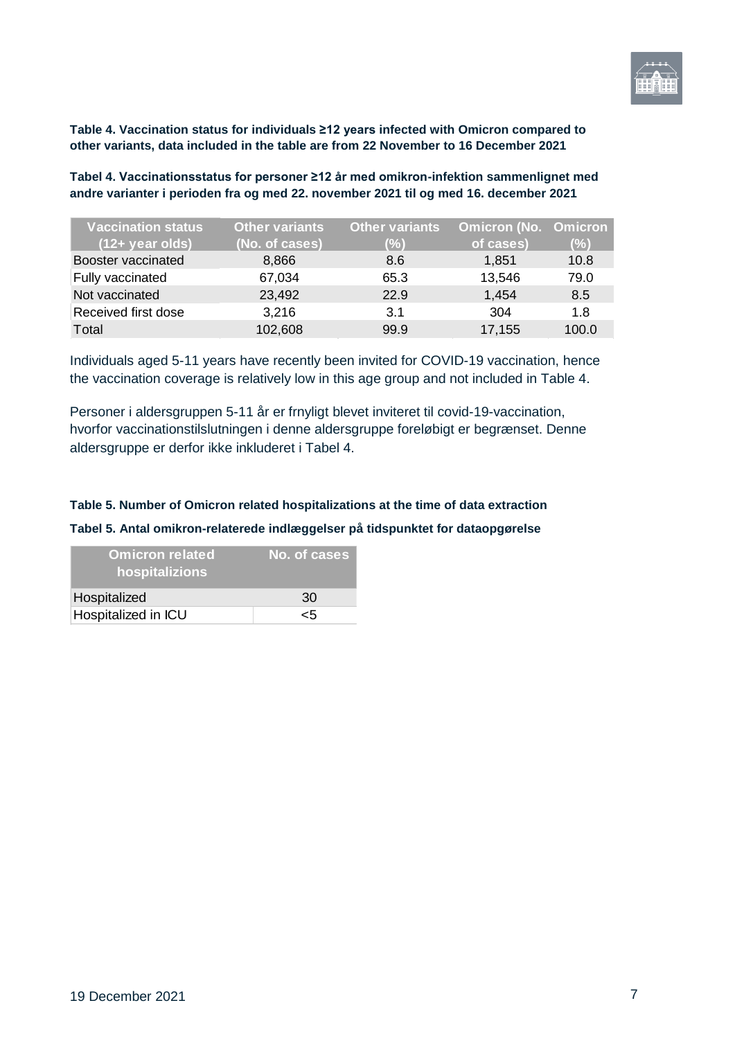**Table 4. Vaccination status for individuals ≥12 years infected with Omicron compared to other variants, data included in the table are from 22 November to 16 December 2021**

**Tabel 4. Vaccinationsstatus for personer ≥12 år med omikron-infektion sammenlignet med andre varianter i perioden fra og med 22. november 2021 til og med 16. december 2021**

| Vaccination status (12+ year olds) | Other variants (No. of cases) | Other variants (%) | Omicron (No. of cases) | Omicron (%) |
|---|---|---|---|---|
| Booster vaccinated | 8,866 | 8.6 | 1,851 | 10.8 |
| Fully vaccinated | 67,034 | 65.3 | 13,546 | 79.0 |
| Not vaccinated | 23,492 | 22.9 | 1,454 | 8.5 |
| Received first dose | 3,216 | 3.1 | 304 | 1.8 |
| Total | 102,608 | 99.9 | 17,155 | 100.0 |

Individuals aged 5-11 years have recently been invited for COVID-19 vaccination, hence the vaccination coverage is relatively low in this age group and not included in Table 4.

Personer i aldersgruppen 5-11 år er frnyligt blevet inviteret til covid-19-vaccination, hvorfor vaccinationstilslutningen i denne aldersgruppe foreløbigt er begrænset. Denne aldersgruppe er derfor ikke inkluderet i Tabel 4.

**Table 5. Number of Omicron related hospitalizations at the time of data extraction**

**Tabel 5. Antal omikron-relaterede indlæggelser på tidspunktet for dataopgørelse**

| Omicron related hospitalizions | No. of cases |
|---|---|
| Hospitalized | 30 |
| Hospitalized in ICU | <5 |

19 December 2021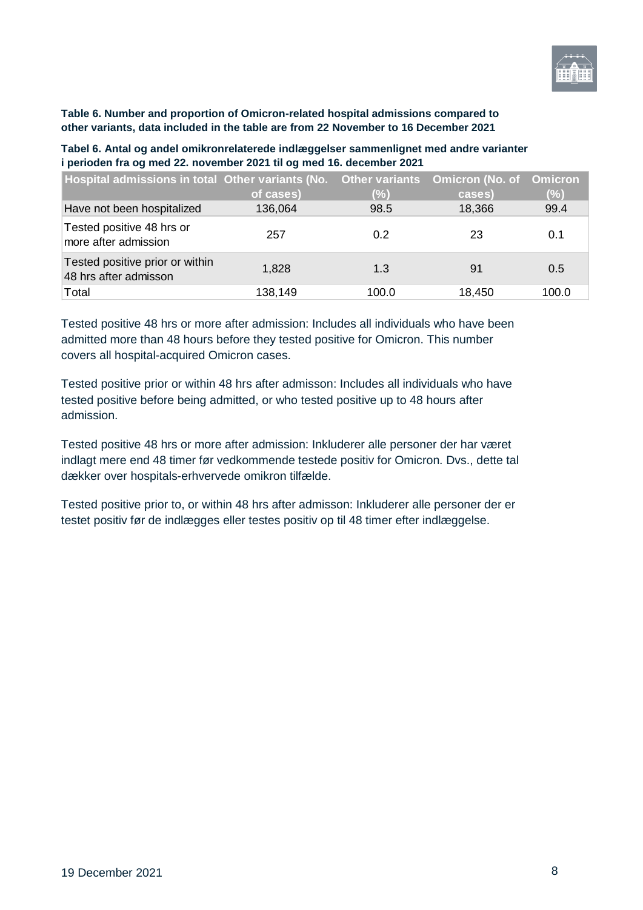**Table 6. Number and proportion of Omicron-related hospital admissions compared to other variants, data included in the table are from 22 November to 16 December 2021**

**Tabel 6. Antal og andel omikronrelaterede indlæggelser sammenlignet med andre varianter i perioden fra og med 22. november 2021 til og med 16. december 2021**

| Hospital admissions in total | Other variants (No. of cases) | Other variants (%) | Omicron (No. of cases) | Omicron (%) |
|---|---|---|---|---|
| Have not been hospitalized | 136,064 | 98.5 | 18,366 | 99.4 |
| Tested positive 48 hrs or more after admission | 257 | 0.2 | 23 | 0.1 |
| Tested positive prior or within 48 hrs after admisson | 1,828 | 1.3 | 91 | 0.5 |
| Total | 138,149 | 100.0 | 18,450 | 100.0 |

Tested positive 48 hrs or more after admission: Includes all individuals who have been admitted more than 48 hours before they tested positive for Omicron. This number covers all hospital-acquired Omicron cases.

Tested positive prior or within 48 hrs after admisson: Includes all individuals who have tested positive before being admitted, or who tested positive up to 48 hours after admission.

Tested positive 48 hrs or more after admission: Inkluderer alle personer der har været indlagt mere end 48 timer før vedkommende testede positiv for Omicron. Dvs., dette tal dækker over hospitals-erhvervede omikron tilfælde.

Tested positive prior to, or within 48 hrs after admisson: Inkluderer alle personer der er testet positiv før de indlægges eller testes positiv op til 48 timer efter indlæggelse.